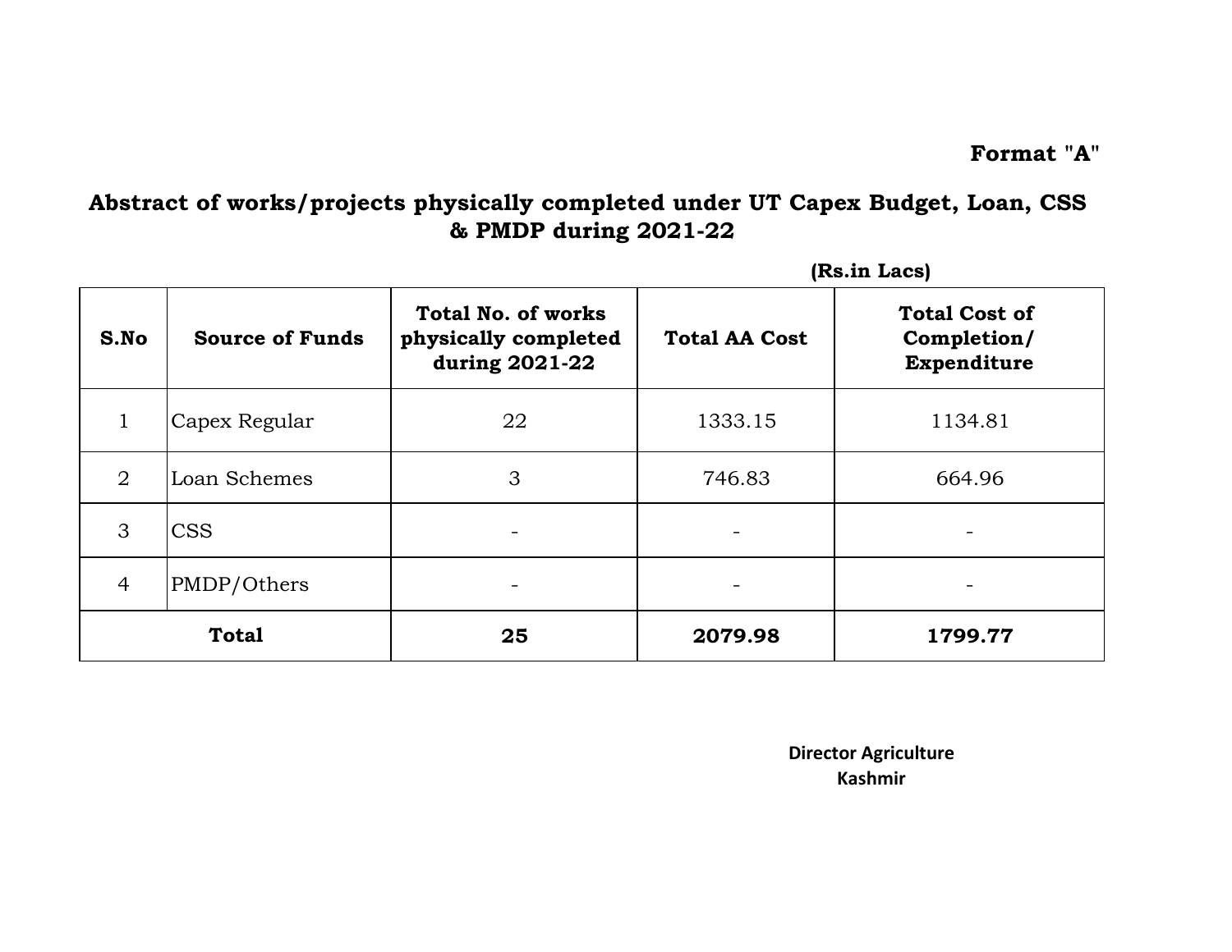**Format "A"**

## Abstract of works/projects physically completed under UT Capex Budget, Loan, CSS & PMDP during 2021-22

**(Rs.in Lacs)**

| S.No | Source of Funds | Total No. of works physically completed during 2021-22 | Total AA Cost | Total Cost of Completion/ Expenditure |
|---|---|---|---|---|
| 1 | Capex Regular | 22 | 1333.15 | 1134.81 |
| 2 | Loan Schemes | 3 | 746.83 | 664.96 |
| 3 | CSS | - | - | - |
| 4 | PMDP/Others | - | - | - |
| **Total** | | **25** | **2079.98** | **1799.77** |

**Director Agriculture**
**Kashmir**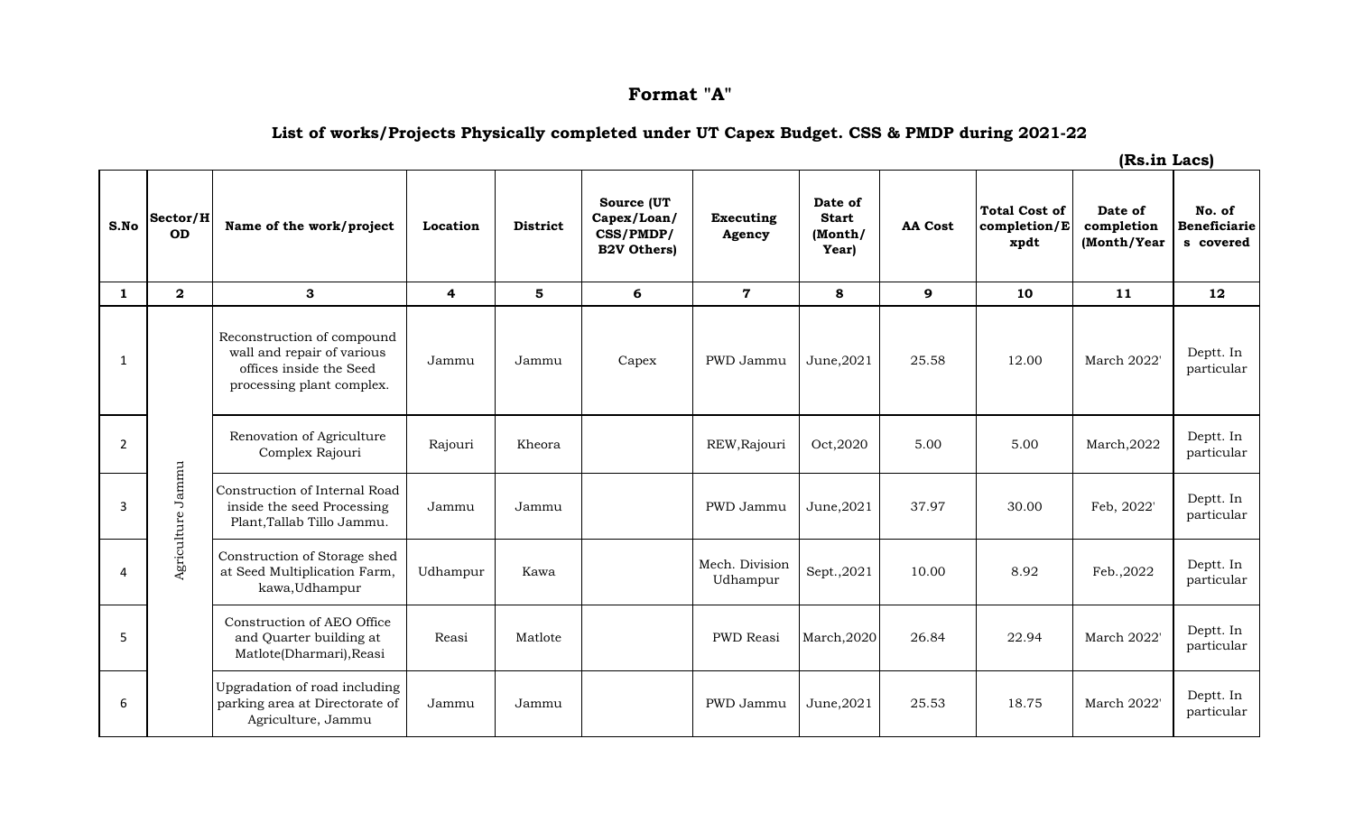# Format "A"

## List of works/Projects Physically completed under UT Capex Budget. CSS & PMDP during 2021-22

**(Rs.in Lacs)**

| S.No | Sector/HOD | Name of the work/project | Location | District | Source (UT Capex/Loan/ CSS/PMDP/ B2V Others) | Executing Agency | Date of Start (Month/ Year) | AA Cost | Total Cost of completion/Expdt | Date of completion (Month/Year | No. of Beneficiaries covered |
|---|---|---|---|---|---|---|---|---|---|---|---|
| 1 | 2 | 3 | 4 | 5 | 6 | 7 | 8 | 9 | 10 | 11 | 12 |
| 1 | Agriculture Jammu | Reconstruction of compound wall and repair of various offices inside the Seed processing plant complex. | Jammu | Jammu | Capex | PWD Jammu | June,2021 | 25.58 | 12.00 | March 2022' | Deptt. In particular |
| 2 | | Renovation of Agriculture Complex Rajouri | Rajouri | Kheora | | REW,Rajouri | Oct,2020 | 5.00 | 5.00 | March,2022 | Deptt. In particular |
| 3 | | Construction of Internal Road inside the seed Processing Plant,Tallab Tillo Jammu. | Jammu | Jammu | | PWD Jammu | June,2021 | 37.97 | 30.00 | Feb, 2022' | Deptt. In particular |
| 4 | | Construction of Storage shed at Seed Multiplication Farm, kawa,Udhampur | Udhampur | Kawa | | Mech. Division Udhampur | Sept.,2021 | 10.00 | 8.92 | Feb.,2022 | Deptt. In particular |
| 5 | | Construction of AEO Office and Quarter building at Matlote(Dharmari),Reasi | Reasi | Matlote | | PWD Reasi | March,2020 | 26.84 | 22.94 | March 2022' | Deptt. In particular |
| 6 | | Upgradation of road including parking area at Directorate of Agriculture, Jammu | Jammu | Jammu | | PWD Jammu | June,2021 | 25.53 | 18.75 | March 2022' | Deptt. In particular |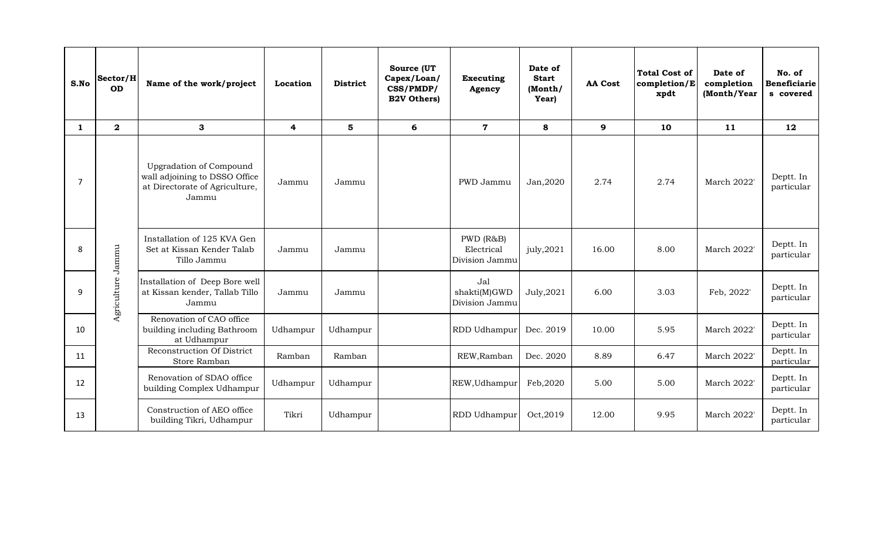| S.No | Sector/HOD | Name of the work/project | Location | District | Source (UT Capex/Loan/ CSS/PMDP/ B2V Others) | Executing Agency | Date of Start (Month/ Year) | AA Cost | Total Cost of completion/Expdt | Date of completion (Month/Year | No. of Beneficiaries covered |
|---|---|---|---|---|---|---|---|---|---|---|---|
| 1 | 2 | 3 | 4 | 5 | 6 | 7 | 8 | 9 | 10 | 11 | 12 |
| 7 | Agriculture Jammu | Upgradation of Compound wall adjoining to DSSO Office at Directorate of Agriculture, Jammu | Jammu | Jammu | | PWD Jammu | Jan,2020 | 2.74 | 2.74 | March 2022' | Deptt. In particular |
| 8 | | Installation of 125 KVA Gen Set at Kissan Kender Talab Tillo Jammu | Jammu | Jammu | | PWD (R&B) Electrical Division Jammu | july,2021 | 16.00 | 8.00 | March 2022' | Deptt. In particular |
| 9 | | Installation of Deep Bore well at Kissan kender, Tallab Tillo Jammu | Jammu | Jammu | | Jal shakti(M)GWD Division Jammu | July,2021 | 6.00 | 3.03 | Feb, 2022' | Deptt. In particular |
| 10 | | Renovation of CAO office building including Bathroom at Udhampur | Udhampur | Udhampur | | RDD Udhampur | Dec. 2019 | 10.00 | 5.95 | March 2022' | Deptt. In particular |
| 11 | | Reconstruction Of District Store Ramban | Ramban | Ramban | | REW,Ramban | Dec. 2020 | 8.89 | 6.47 | March 2022' | Deptt. In particular |
| 12 | | Renovation of SDAO office building Complex Udhampur | Udhampur | Udhampur | | REW,Udhampur | Feb,2020 | 5.00 | 5.00 | March 2022' | Deptt. In particular |
| 13 | | Construction of AEO office building Tikri, Udhampur | Tikri | Udhampur | | RDD Udhampur | Oct,2019 | 12.00 | 9.95 | March 2022' | Deptt. In particular |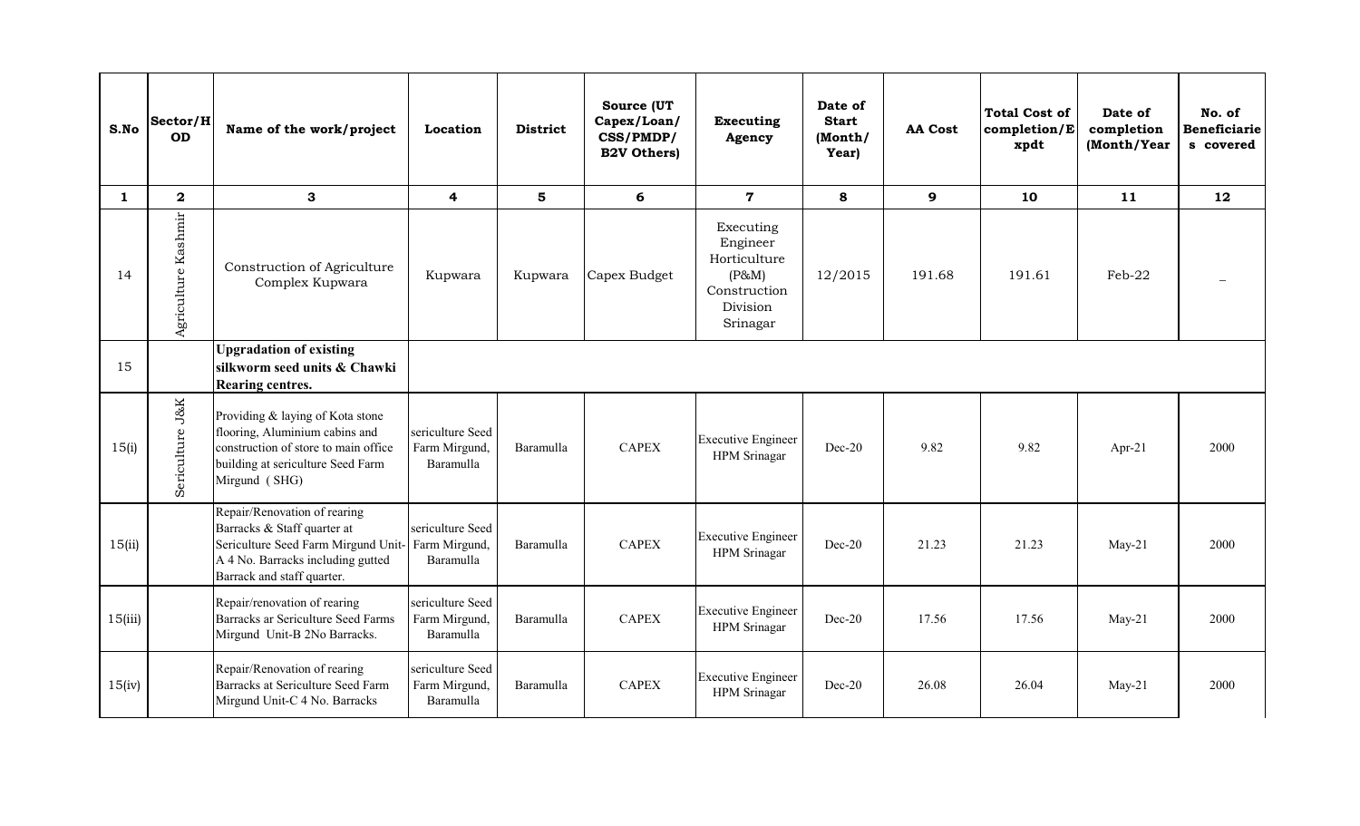| S.No | Sector/HOD | Name of the work/project | Location | District | Source (UT Capex/Loan/ CSS/PMDP/ B2V Others) | Executing Agency | Date of Start (Month/ Year) | AA Cost | Total Cost of completion/Expdt | Date of completion (Month/Year | No. of Beneficiaries covered |
|---|---|---|---|---|---|---|---|---|---|---|---|
| 1 | 2 | 3 | 4 | 5 | 6 | 7 | 8 | 9 | 10 | 11 | 12 |
| 14 | Agriculture Kashmir | Construction of Agriculture Complex Kupwara | Kupwara | Kupwara | Capex Budget | Executing Engineer Horticulture (P&M) Construction Division Srinagar | 12/2015 | 191.68 | 191.61 | Feb-22 | _ |
| 15 | | **Upgradation of existing silkworm seed units & Chawki Rearing centres.** | | | | | | | | | |
| 15(i) | Sericulture J&K | Providing & laying of Kota stone flooring, Aluminium cabins and construction of store to main office building at sericulture Seed Farm Mirgund (SHG) | sericulture Seed Farm Mirgund, Baramulla | Baramulla | CAPEX | Executive Engineer HPM Srinagar | Dec-20 | 9.82 | 9.82 | Apr-21 | 2000 |
| 15(ii) | | Repair/Renovation of rearing Barracks & Staff quarter at Sericulture Seed Farm Mirgund Unit-A 4 No. Barracks including gutted Barrack and staff quarter. | sericulture Seed Farm Mirgund, Baramulla | Baramulla | CAPEX | Executive Engineer HPM Srinagar | Dec-20 | 21.23 | 21.23 | May-21 | 2000 |
| 15(iii) | | Repair/renovation of rearing Barracks ar Sericulture Seed Farms Mirgund Unit-B 2No Barracks. | sericulture Seed Farm Mirgund, Baramulla | Baramulla | CAPEX | Executive Engineer HPM Srinagar | Dec-20 | 17.56 | 17.56 | May-21 | 2000 |
| 15(iv) | | Repair/Renovation of rearing Barracks at Sericulture Seed Farm Mirgund Unit-C 4 No. Barracks | sericulture Seed Farm Mirgund, Baramulla | Baramulla | CAPEX | Executive Engineer HPM Srinagar | Dec-20 | 26.08 | 26.04 | May-21 | 2000 |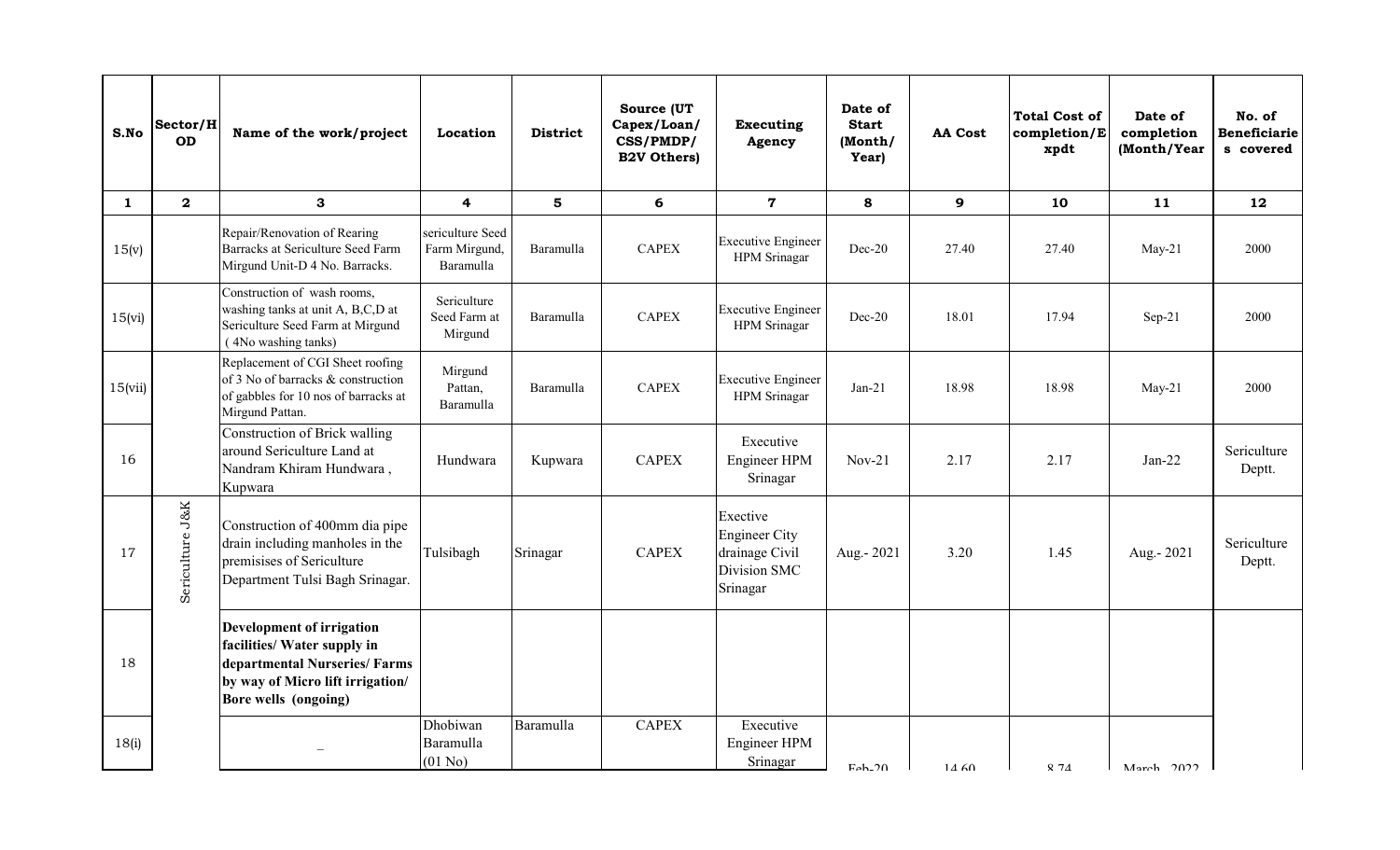| S.No | Sector/HOD | Name of the work/project | Location | District | Source (UT Capex/Loan/ CSS/PMDP/ B2V Others) | Executing Agency | Date of Start (Month/ Year) | AA Cost | Total Cost of completion/Expdt | Date of completion (Month/Year | No. of Beneficiaries covered |
|---|---|---|---|---|---|---|---|---|---|---|---|
| 1 | 2 | 3 | 4 | 5 | 6 | 7 | 8 | 9 | 10 | 11 | 12 |
| 15(v) | Sericulture J&K | Repair/Renovation of Rearing Barracks at Sericulture Seed Farm Mirgund Unit-D 4 No. Barracks. | sericulture Seed Farm Mirgund, Baramulla | Baramulla | CAPEX | Executive Engineer HPM Srinagar | Dec-20 | 27.40 | 27.40 | May-21 | 2000 |
| 15(vi) | | Construction of wash rooms, washing tanks at unit A, B,C,D at Sericulture Seed Farm at Mirgund ( 4No washing tanks) | Sericulture Seed Farm at Mirgund | Baramulla | CAPEX | Executive Engineer HPM Srinagar | Dec-20 | 18.01 | 17.94 | Sep-21 | 2000 |
| 15(vii) | | Replacement of CGI Sheet roofing of 3 No of barracks & construction of gabbles for 10 nos of barracks at Mirgund Pattan. | Mirgund Pattan, Baramulla | Baramulla | CAPEX | Executive Engineer HPM Srinagar | Jan-21 | 18.98 | 18.98 | May-21 | 2000 |
| 16 | | Construction of Brick walling around Sericulture Land at Nandram Khiram Hundwara , Kupwara | Hundwara | Kupwara | CAPEX | Executive Engineer HPM Srinagar | Nov-21 | 2.17 | 2.17 | Jan-22 | Sericulture Deptt. |
| 17 | | Construction of 400mm dia pipe drain including manholes in the premisises of Sericulture Department Tulsi Bagh Srinagar. | Tulsibagh | Srinagar | CAPEX | Exective Engineer City drainage Civil Division SMC Srinagar | Aug.- 2021 | 3.20 | 1.45 | Aug.- 2021 | Sericulture Deptt. |
| 18 | | **Development of irrigation facilities/ Water supply in departmental Nurseries/ Farms by way of Micro lift irrigation/ Bore wells (ongoing)** | | | | | | | | | |
| 18(i) | | _ | Dhobiwan Baramulla (01 No) | Baramulla | CAPEX | Executive Engineer HPM Srinagar | Feb-20 | 14.60 | 8.74 | March 2022 | |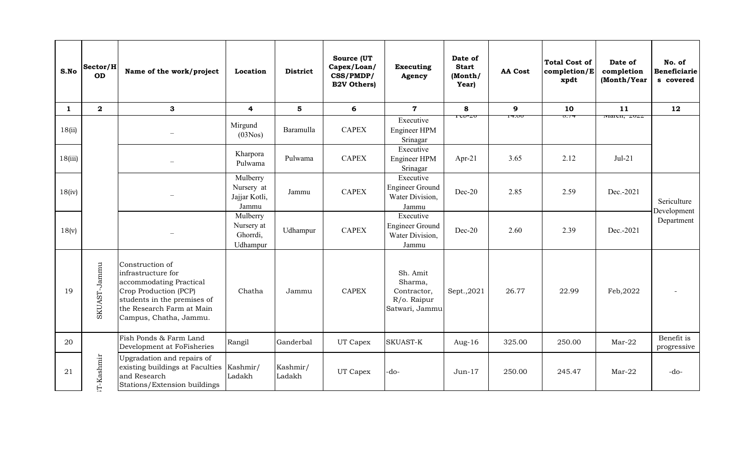| S.No | Sector/HOD | Name of the work/project | Location | District | Source (UT Capex/Loan/ CSS/PMDP/ B2V Others) | Executing Agency | Date of Start (Month/ Year) | AA Cost | Total Cost of completion/Expdt | Date of completion (Month/Year | No. of Beneficiaries covered |
|---|---|---|---|---|---|---|---|---|---|---|---|
| 1 | 2 | 3 | 4 | 5 | 6 | 7 | 8 | 9 | 10 | 11 | 12 |
| 18(ii) | | _ | Mirgund (03Nos) | Baramulla | CAPEX | Executive Engineer HPM Srinagar | Feb-20 | 14.00 | 8.74 | March, 2022 | |
| 18(iii) | | _ | Kharpora Pulwama | Pulwama | CAPEX | Executive Engineer HPM Srinagar | Apr-21 | 3.65 | 2.12 | Jul-21 | |
| 18(iv) | | _ | Mulberry Nursery at Jajjar Kotli, Jammu | Jammu | CAPEX | Executive Engineer Ground Water Division, Jammu | Dec-20 | 2.85 | 2.59 | Dec.-2021 | Sericulture Development Department |
| 18(v) | | _ | Mulberry Nursery at Ghorrdi, Udhampur | Udhampur | CAPEX | Executive Engineer Ground Water Division, Jammu | Dec-20 | 2.60 | 2.39 | Dec.-2021 | |
| 19 | SKUAST-Jammu | Construction of infrastructure for accommodating Practical Crop Production (PCP) students in the premises of the Research Farm at Main Campus, Chatha, Jammu. | Chatha | Jammu | CAPEX | Sh. Amit Sharma, Contractor, R/o. Raipur Satwari, Jammu | Sept.,2021 | 26.77 | 22.99 | Feb,2022 | - |
| 20 | SKUAST-Kashmir | Fish Ponds & Farm Land Development at FoFisheries | Rangil | Ganderbal | UT Capex | SKUAST-K | Aug-16 | 325.00 | 250.00 | Mar-22 | Benefit is progressive |
| 21 | | Upgradation and repairs of existing buildings at Faculties and Research Stations/Extension buildings | Kashmir/ Ladakh | Kashmir/ Ladakh | UT Capex | -do- | Jun-17 | 250.00 | 245.47 | Mar-22 | -do- |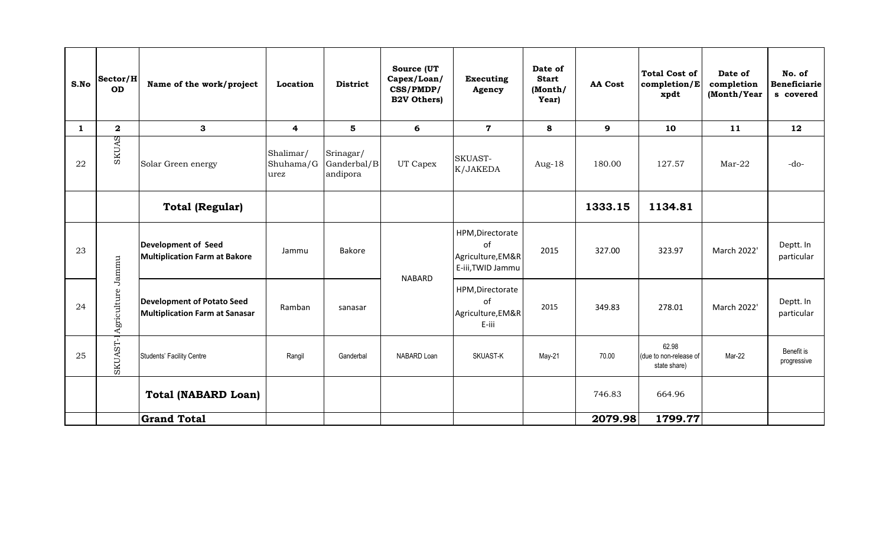| S.No | Sector/HOD | Name of the work/project | Location | District | Source (UT Capex/Loan/ CSS/PMDP/ B2V Others) | Executing Agency | Date of Start (Month/ Year) | AA Cost | Total Cost of completion/Expdt | Date of completion (Month/Year | No. of Beneficiaries covered |
|---|---|---|---|---|---|---|---|---|---|---|---|
| 1 | 2 | 3 | 4 | 5 | 6 | 7 | 8 | 9 | 10 | 11 | 12 |
| 22 | SKUAS | Solar Green energy | Shalimar/ Shuhama/Gurez | Srinagar/ Ganderbal/Bandipora | UT Capex | SKUAST-K/JAKEDA | Aug-18 | 180.00 | 127.57 | Mar-22 | -do- |
| | | **Total (Regular)** | | | | | | **1333.15** | **1134.81** | | |
| 23 | SKUAST-J Agriculture Jammu | **Development of Seed Multiplication Farm at Bakore** | Jammu | Bakore | NABARD | HPM,Directorate of Agriculture,EM&RE-iii,TWID Jammu | 2015 | 327.00 | 323.97 | March 2022' | Deptt. In particular |
| 24 | | **Development of Potato Seed Multiplication Farm at Sanasar** | Ramban | sanasar | | HPM,Directorate of Agriculture,EM&RE-iii | 2015 | 349.83 | 278.01 | March 2022' | Deptt. In particular |
| 25 | | Students' Facility Centre | Rangil | Ganderbal | NABARD Loan | SKUAST-K | May-21 | 70.00 | 62.98 (due to non-release of state share) | Mar-22 | Benefit is progressive |
| | | **Total (NABARD Loan)** | | | | | | 746.83 | 664.96 | | |
| | | **Grand Total** | | | | | | **2079.98** | **1799.77** | | |